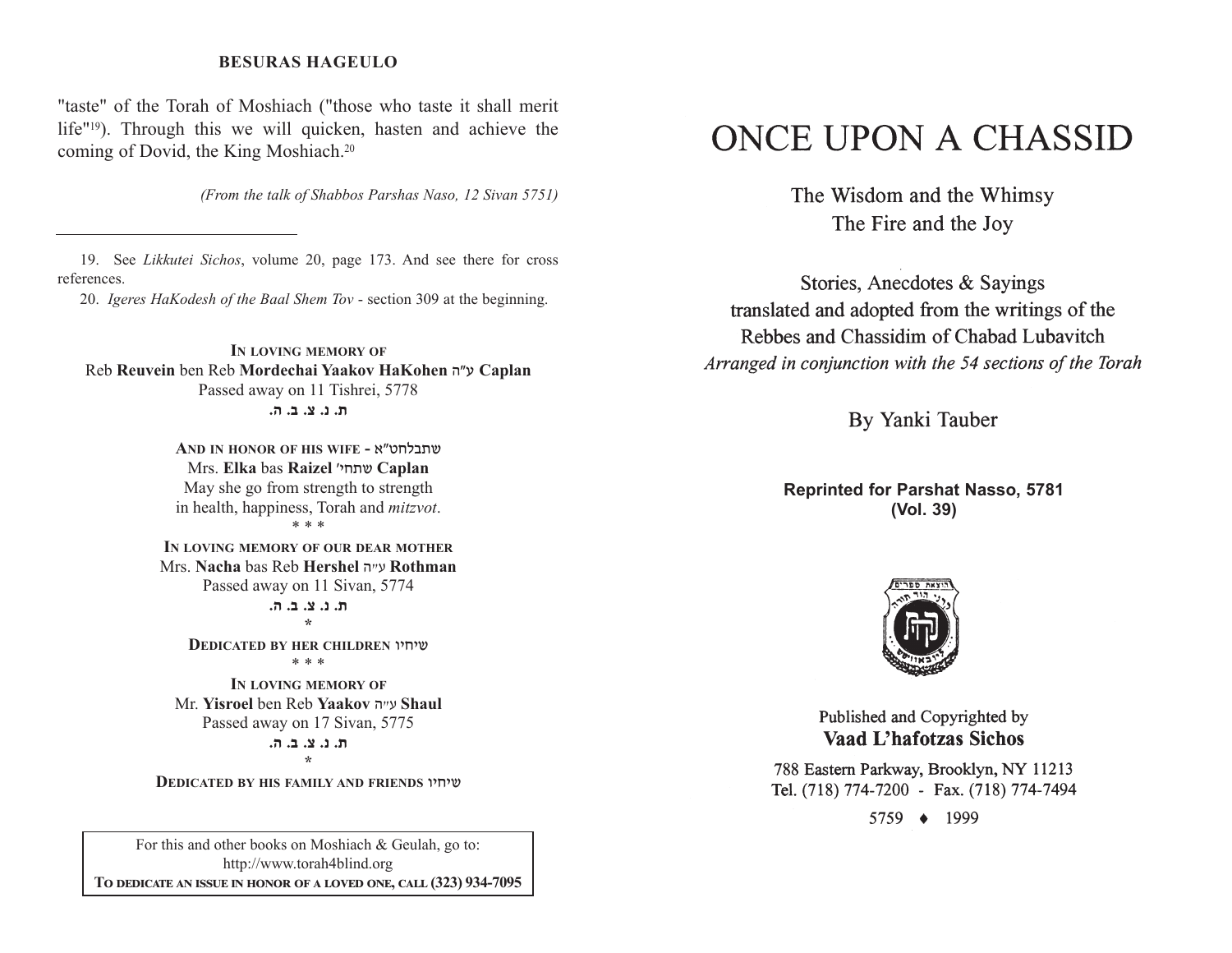"taste" of the Torah of Moshiach ("those who taste it shall merit life"[19]). Through this we will quicken, hasten and achieve the coming of Dovid, the King Moshiach.[20]

*(From the talk of Shabbos Parshas Naso, 12 Sivan 5751)*

---

19. See *Likkutei Sichos*, volume 20, page 173. And see there for cross references.

20. *Igeres HaKodesh of the Baal Shem Tov* - section 309 at the beginning.

**IN LOVING MEMORY OF**
Reb **Reuvein** ben Reb **Mordechai Yaakov HaKohen** ע"ה **Caplan**
Passed away on 11 Tishrei, 5778
**ת. נ. צ. ב. ה.**

**AND IN HONOR OF HIS WIFE - שתבלחט"א**
Mrs. **Elka** bas **Raizel** שתחי' **Caplan**
May she go from strength to strength
in health, happiness, Torah and *mitzvot*.

\* \* \*

**IN LOVING MEMORY OF OUR DEAR MOTHER**
Mrs. **Nacha** bas Reb **Hershel** ע"ה **Rothman**
Passed away on 11 Sivan, 5774
**ת. נ. צ. ב. ה.**

\*

**DEDICATED BY HER CHILDREN שיחיו**

\* \* \*

**IN LOVING MEMORY OF**
Mr. **Yisroel** ben Reb **Yaakov** ע"ה **Shaul**
Passed away on 17 Sivan, 5775
**ת. נ. צ. ב. ה.**

\*

**DEDICATED BY HIS FAMILY AND FRIENDS שיחיו**

For this and other books on Moshiach & Geulah, go to:
http://www.torah4blind.org
**TO DEDICATE AN ISSUE IN HONOR OF A LOVED ONE, CALL (323) 934-7095**

# ONCE UPON A CHASSID

The Wisdom and the Whimsy
The Fire and the Joy

Stories, Anecdotes & Sayings
translated and adopted from the writings of the
Rebbes and Chassidim of Chabad Lubavitch
*Arranged in conjunction with the 54 sections of the Torah*

By Yanki Tauber

**Reprinted for Parshat Nasso, 5781**
**(Vol. 39)**

Published and Copyrighted by
**Vaad L'hafotzas Sichos**

788 Eastern Parkway, Brooklyn, NY 11213
Tel. (718) 774-7200 - Fax. (718) 774-7494

5759 ♦ 1999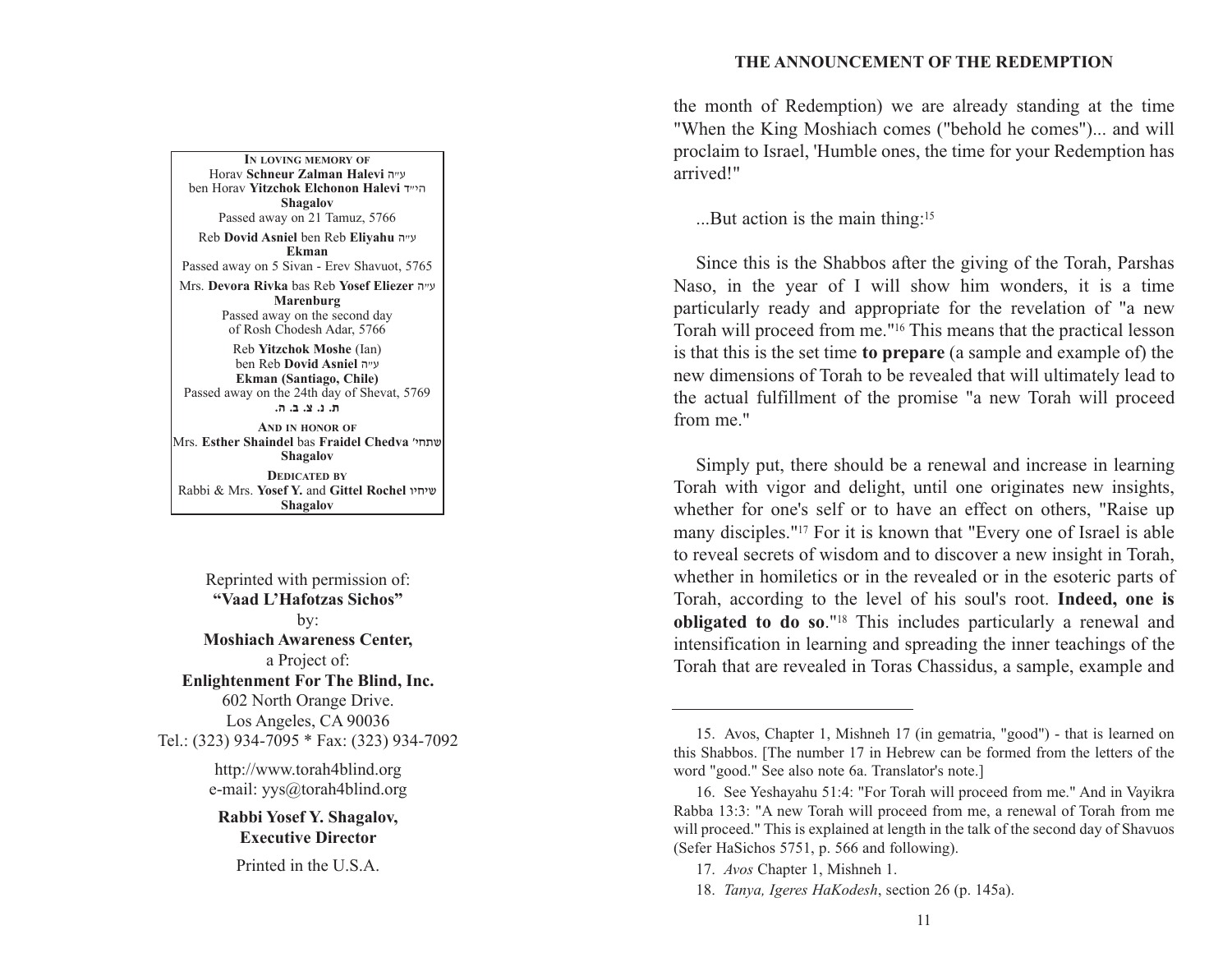**In loving memory of**
Horav **Schneur Zalman Halevi** ע"ה
ben Horav **Yitzchok Elchonon Halevi** הי"ד
**Shagalov**
Passed away on 21 Tamuz, 5766

Reb **Dovid Asniel** ben Reb **Eliyahu** ע"ה
**Ekman**
Passed away on 5 Sivan - Erev Shavuot, 5765

Mrs. **Devora Rivka** bas Reb **Yosef Eliezer** ע"ה
**Marenburg**
Passed away on the second day
of Rosh Chodesh Adar, 5766

Reb **Yitzchok Moshe** (Ian)
ben Reb **Dovid Asniel** ע"ה
**Ekman (Santiago, Chile)**
Passed away on the 24th day of Shevat, 5769
**ת. נ. צ. ב. ה.**

**And in honor of**
Mrs. **Esther Shaindel** bas **Fraidel Chedva** שתחי'
**Shagalov**

**Dedicated by**
Rabbi & Mrs. **Yosef Y.** and **Gittel Rochel** שיחיו
**Shagalov**

Reprinted with permission of:
**"Vaad L'Hafotzas Sichos"**
by:
**Moshiach Awareness Center,**
a Project of:
**Enlightenment For The Blind, Inc.**
602 North Orange Drive.
Los Angeles, CA 90036
Tel.: (323) 934-7095 * Fax: (323) 934-7092

http://www.torah4blind.org
e-mail: yys@torah4blind.org

**Rabbi Yosef Y. Shagalov,**
**Executive Director**

Printed in the U.S.A.

the month of Redemption) we are already standing at the time "When the King Moshiach comes ("behold he comes")... and will proclaim to Israel, 'Humble ones, the time for your Redemption has arrived!"

...But action is the main thing:[15]

Since this is the Shabbos after the giving of the Torah, Parshas Naso, in the year of I will show him wonders, it is a time particularly ready and appropriate for the revelation of "a new Torah will proceed from me."[16] This means that the practical lesson is that this is the set time **to prepare** (a sample and example of) the new dimensions of Torah to be revealed that will ultimately lead to the actual fulfillment of the promise "a new Torah will proceed from me."

Simply put, there should be a renewal and increase in learning Torah with vigor and delight, until one originates new insights, whether for one's self or to have an effect on others, "Raise up many disciples."[17] For it is known that "Every one of Israel is able to reveal secrets of wisdom and to discover a new insight in Torah, whether in homiletics or in the revealed or in the esoteric parts of Torah, according to the level of his soul's root. **Indeed, one is obligated to do so**."[18] This includes particularly a renewal and intensification in learning and spreading the inner teachings of the Torah that are revealed in Toras Chassidus, a sample, example and

---

15. Avos, Chapter 1, Mishneh 17 (in gematria, "good") - that is learned on this Shabbos. [The number 17 in Hebrew can be formed from the letters of the word "good." See also note 6a. Translator's note.]

16. See Yeshayahu 51:4: "For Torah will proceed from me." And in Vayikra Rabba 13:3: "A new Torah will proceed from me, a renewal of Torah from me will proceed." This is explained at length in the talk of the second day of Shavuos (Sefer HaSichos 5751, p. 566 and following).

17. *Avos* Chapter 1, Mishneh 1.

18. *Tanya, Igeres HaKodesh*, section 26 (p. 145a).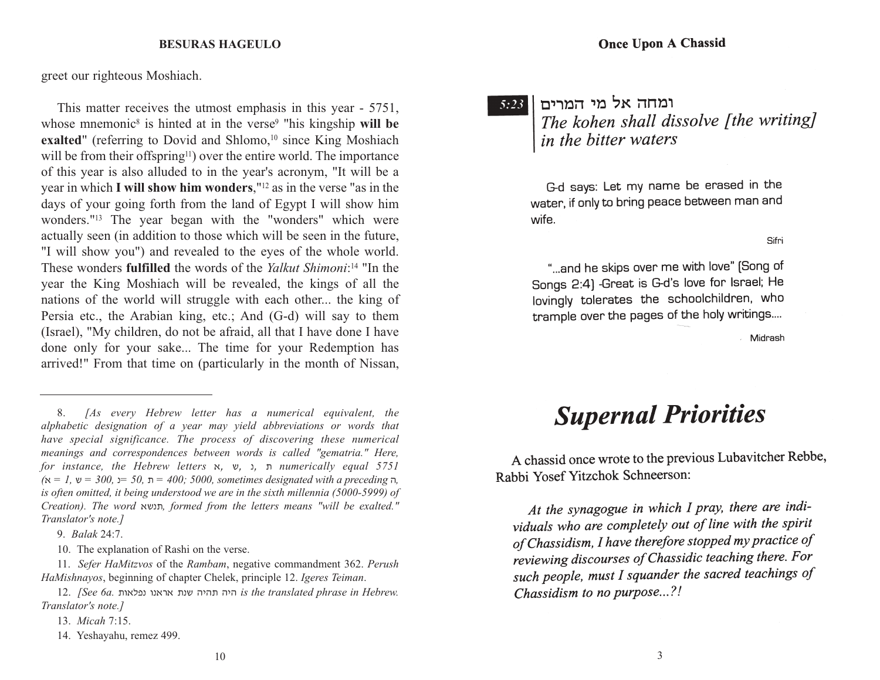greet our righteous Moshiach.

This matter receives the utmost emphasis in this year - 5751, whose mnemonic[8] is hinted at in the verse[9] "his kingship **will be exalted**" (referring to Dovid and Shlomo,[10] since King Moshiach will be from their offspring[11]) over the entire world. The importance of this year is also alluded to in the year's acronym, "It will be a year in which **I will show him wonders**,"[12] as in the verse "as in the days of your going forth from the land of Egypt I will show him wonders."[13] The year began with the "wonders" which were actually seen (in addition to those which will be seen in the future, "I will show you") and revealed to the eyes of the whole world. These wonders **fulfilled** the words of the *Yalkut Shimoni*:[14] "In the year the King Moshiach will be revealed, the kings of all the nations of the world will struggle with each other... the king of Persia etc., the Arabian king, etc.; And (G-d) will say to them (Israel), "My children, do not be afraid, all that I have done I have done only for your sake... The time for your Redemption has arrived!" From that time on (particularly in the month of Nissan,

---

8. *[As every Hebrew letter has a numerical equivalent, the alphabetic designation of a year may yield abbreviations or words that have special significance. The process of discovering these numerical meanings and correspondences between words is called "gematria." Here, for instance, the Hebrew letters* א, ש, נ, ת *numerically equal 5751 (*א *= 1,* ש *= 300,* נ*= 50,* ת *= 400; 5000, sometimes designated with a preceding* ה*, is often omitted, it being understood we are in the sixth millennia (5000-5999) of Creation). The word* תנשא*, formed from the letters means "will be exalted." Translator's note.]*

9. *Balak* 24:7.

10. The explanation of Rashi on the verse.

11. *Sefer HaMitzvos* of the *Rambam*, negative commandment 362. *Perush HaMishnayos*, beginning of chapter Chelek, principle 12. *Igeres Teiman*.

12. *[See 6a.* היה תהיה שנת אראנו נפלאות *is the translated phrase in Hebrew. Translator's note.]*

13. *Micah* 7:15.

14. Yeshayahu, remez 499.

---

**5:23** ומחה אל מי המרים
*The kohen shall dissolve [the writing] in the bitter waters*

G-d says: Let my name be erased in the water, if only to bring peace between man and wife.

Sifri

"...and he skips over me with love" (Song of Songs 2:4) -Great is G-d's love for Israel; He lovingly tolerates the schoolchildren, who trample over the pages of the holy writings....

Midrash

# *Supernal Priorities*

A chassid once wrote to the previous Lubavitcher Rebbe, Rabbi Yosef Yitzchok Schneerson:

*At the synagogue in which I pray, there are individuals who are completely out of line with the spirit of Chassidism, I have therefore stopped my practice of reviewing discourses of Chassidic teaching there. For such people, must I squander the sacred teachings of Chassidism to no purpose...?!*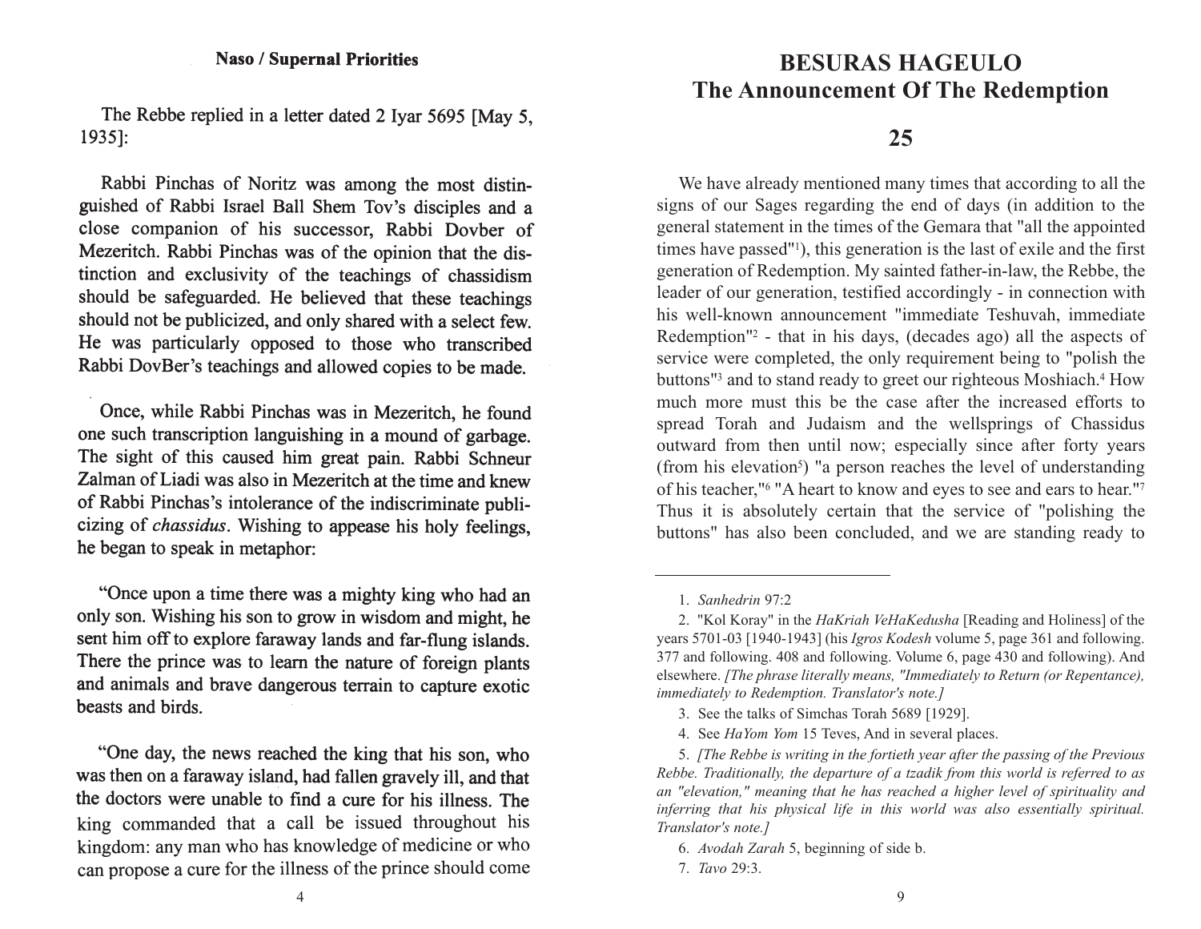The Rebbe replied in a letter dated 2 Iyar 5695 [May 5, 1935]:

Rabbi Pinchas of Noritz was among the most distinguished of Rabbi Israel Ball Shem Tov's disciples and a close companion of his successor, Rabbi Dovber of Mezeritch. Rabbi Pinchas was of the opinion that the distinction and exclusivity of the teachings of chassidism should be safeguarded. He believed that these teachings should not be publicized, and only shared with a select few. He was particularly opposed to those who transcribed Rabbi DovBer's teachings and allowed copies to be made.

Once, while Rabbi Pinchas was in Mezeritch, he found one such transcription languishing in a mound of garbage. The sight of this caused him great pain. Rabbi Schneur Zalman of Liadi was also in Mezeritch at the time and knew of Rabbi Pinchas's intolerance of the indiscriminate publicizing of *chassidus*. Wishing to appease his holy feelings, he began to speak in metaphor:

"Once upon a time there was a mighty king who had an only son. Wishing his son to grow in wisdom and might, he sent him off to explore faraway lands and far-flung islands. There the prince was to learn the nature of foreign plants and animals and brave dangerous terrain to capture exotic beasts and birds.

"One day, the news reached the king that his son, who was then on a faraway island, had fallen gravely ill, and that the doctors were unable to find a cure for his illness. The king commanded that a call be issued throughout his kingdom: any man who has knowledge of medicine or who can propose a cure for the illness of the prince should come

# BESURAS HAGEULO
# The Announcement Of The Redemption

## 25

We have already mentioned many times that according to all the signs of our Sages regarding the end of days (in addition to the general statement in the times of the Gemara that "all the appointed times have passed"[1]), this generation is the last of exile and the first generation of Redemption. My sainted father-in-law, the Rebbe, the leader of our generation, testified accordingly - in connection with his well-known announcement "immediate Teshuvah, immediate Redemption"[2] - that in his days, (decades ago) all the aspects of service were completed, the only requirement being to "polish the buttons"[3] and to stand ready to greet our righteous Moshiach.[4] How much more must this be the case after the increased efforts to spread Torah and Judaism and the wellsprings of Chassidus outward from then until now; especially since after forty years (from his elevation[5]) "a person reaches the level of understanding of his teacher,"[6] "A heart to know and eyes to see and ears to hear."[7] Thus it is absolutely certain that the service of "polishing the buttons" has also been concluded, and we are standing ready to

---

1. *Sanhedrin* 97:2

2. "Kol Koray" in the *HaKriah VeHaKedusha* [Reading and Holiness] of the years 5701-03 [1940-1943] (his *Igros Kodesh* volume 5, page 361 and following. 377 and following. 408 and following. Volume 6, page 430 and following). And elsewhere. *[The phrase literally means, "Immediately to Return (or Repentance), immediately to Redemption. Translator's note.]*

3. See the talks of Simchas Torah 5689 [1929].

4. See *HaYom Yom* 15 Teves, And in several places.

5. *[The Rebbe is writing in the fortieth year after the passing of the Previous Rebbe. Traditionally, the departure of a tzadik from this world is referred to as an "elevation," meaning that he has reached a higher level of spirituality and inferring that his physical life in this world was also essentially spiritual. Translator's note.]*

6. *Avodah Zarah* 5, beginning of side b.

7. *Tavo* 29:3.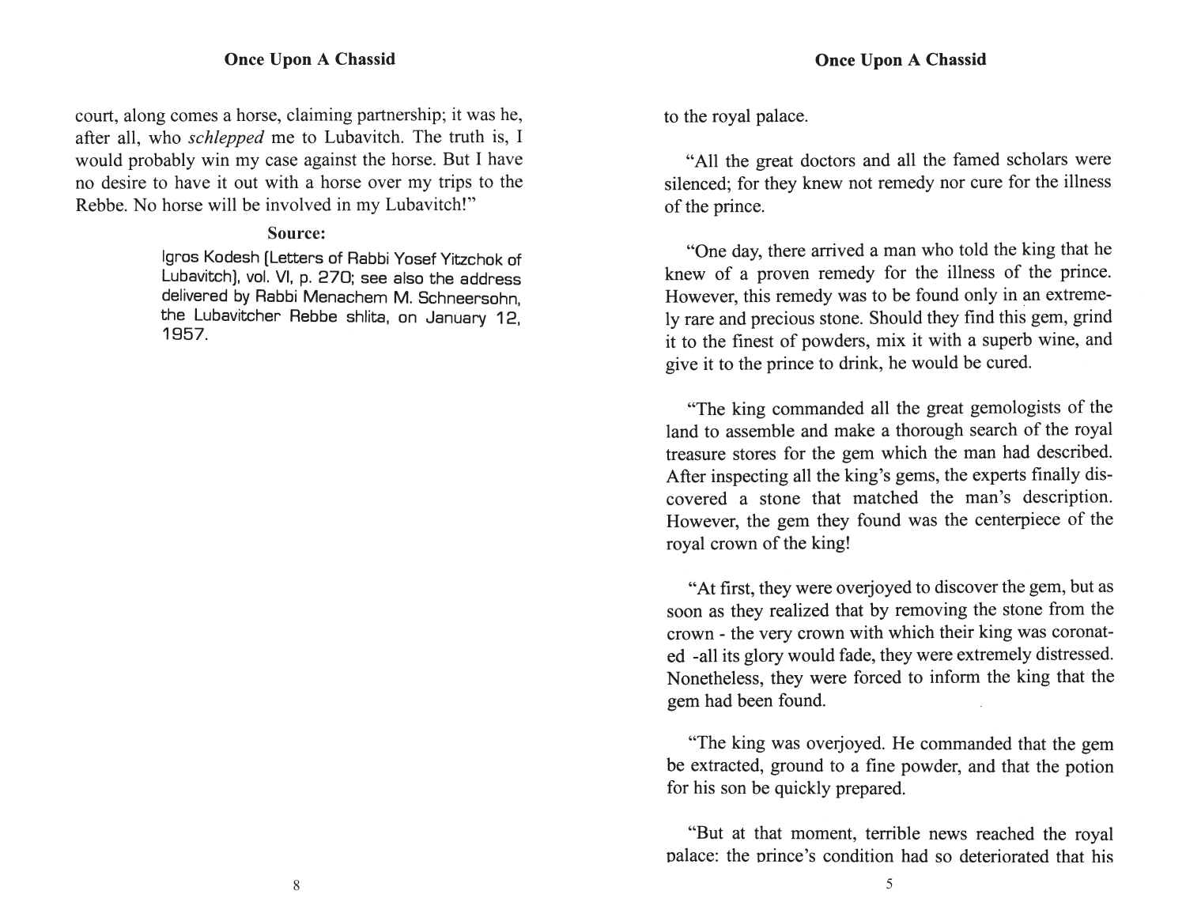court, along comes a horse, claiming partnership; it was he, after all, who *schlepped* me to Lubavitch. The truth is, I would probably win my case against the horse. But I have no desire to have it out with a horse over my trips to the Rebbe. No horse will be involved in my Lubavitch!"

**Source:**

Igros Kodesh (Letters of Rabbi Yosef Yitzchok of Lubavitch), vol. VI, p. 270; see also the address delivered by Rabbi Menachem M. Schneersohn, the Lubavitcher Rebbe shlita, on January 12, 1957.

to the royal palace.

"All the great doctors and all the famed scholars were silenced; for they knew not remedy nor cure for the illness of the prince.

"One day, there arrived a man who told the king that he knew of a proven remedy for the illness of the prince. However, this remedy was to be found only in an extremely rare and precious stone. Should they find this gem, grind it to the finest of powders, mix it with a superb wine, and give it to the prince to drink, he would be cured.

"The king commanded all the great gemologists of the land to assemble and make a thorough search of the royal treasure stores for the gem which the man had described. After inspecting all the king's gems, the experts finally discovered a stone that matched the man's description. However, the gem they found was the centerpiece of the royal crown of the king!

"At first, they were overjoyed to discover the gem, but as soon as they realized that by removing the stone from the crown - the very crown with which their king was coronated -all its glory would fade, they were extremely distressed. Nonetheless, they were forced to inform the king that the gem had been found.

"The king was overjoyed. He commanded that the gem be extracted, ground to a fine powder, and that the potion for his son be quickly prepared.

"But at that moment, terrible news reached the royal palace: the prince's condition had so deteriorated that his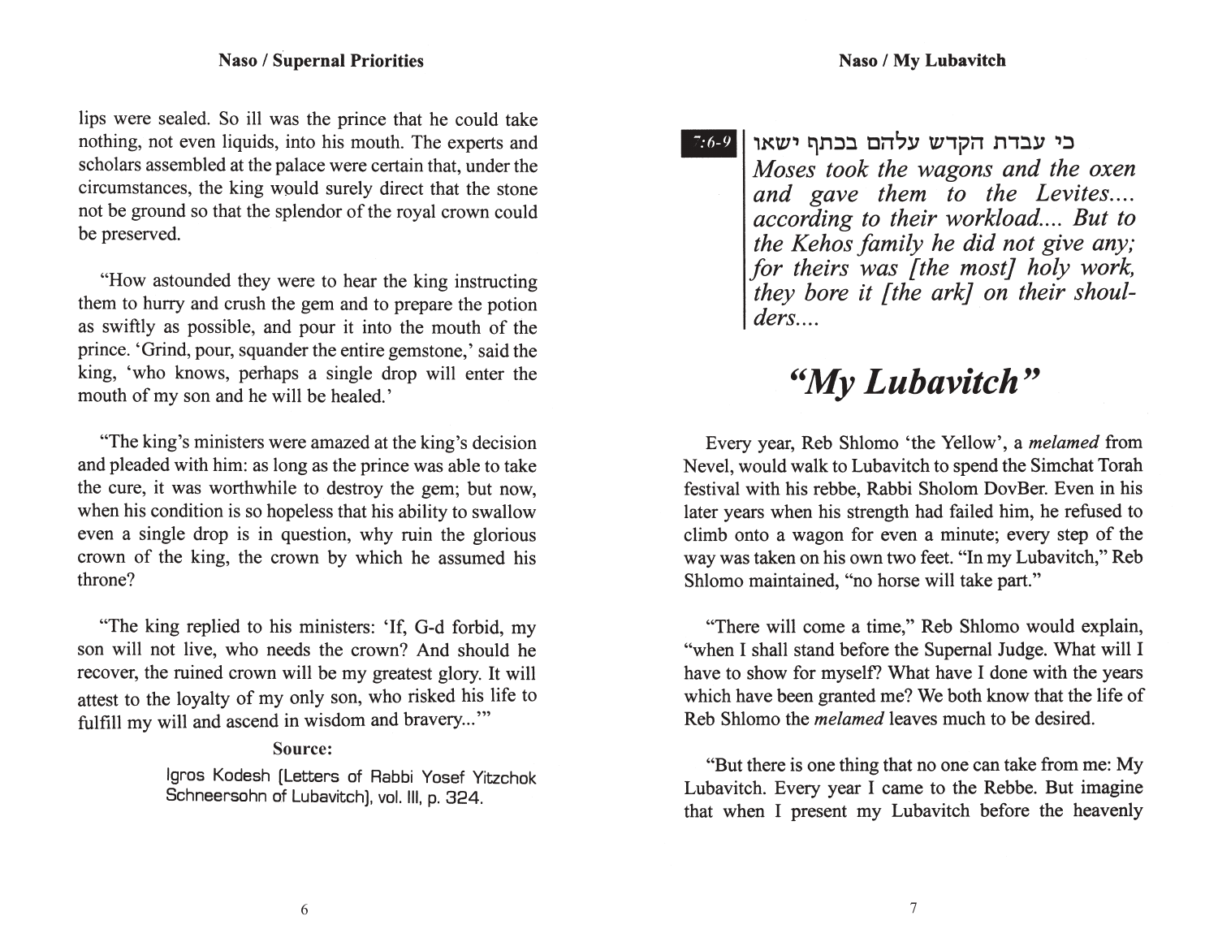lips were sealed. So ill was the prince that he could take nothing, not even liquids, into his mouth. The experts and scholars assembled at the palace were certain that, under the circumstances, the king would surely direct that the stone not be ground so that the splendor of the royal crown could be preserved.

"How astounded they were to hear the king instructing them to hurry and crush the gem and to prepare the potion as swiftly as possible, and pour it into the mouth of the prince. 'Grind, pour, squander the entire gemstone,' said the king, 'who knows, perhaps a single drop will enter the mouth of my son and he will be healed.'

"The king's ministers were amazed at the king's decision and pleaded with him: as long as the prince was able to take the cure, it was worthwhile to destroy the gem; but now, when his condition is so hopeless that his ability to swallow even a single drop is in question, why ruin the glorious crown of the king, the crown by which he assumed his throne?

"The king replied to his ministers: 'If, G-d forbid, my son will not live, who needs the crown? And should he recover, the ruined crown will be my greatest glory. It will attest to the loyalty of my only son, who risked his life to fulfill my will and ascend in wisdom and bravery...'"

**Source:**

Igros Kodesh [Letters of Rabbi Yosef Yitzchok Schneersohn of Lubavitch], vol. III, p. 324.

7:6-9 כי עבדת הקדש עלהם בכתף ישאו

*Moses took the wagons and the oxen and gave them to the Levites.... according to their workload.... But to the Kehos family he did not give any; for theirs was [the most] holy work, they bore it [the ark] on their shoulders....*

# *"My Lubavitch"*

Every year, Reb Shlomo 'the Yellow', a *melamed* from Nevel, would walk to Lubavitch to spend the Simchat Torah festival with his rebbe, Rabbi Sholom DovBer. Even in his later years when his strength had failed him, he refused to climb onto a wagon for even a minute; every step of the way was taken on his own two feet. "In my Lubavitch," Reb Shlomo maintained, "no horse will take part."

"There will come a time," Reb Shlomo would explain, "when I shall stand before the Supernal Judge. What will I have to show for myself? What have I done with the years which have been granted me? We both know that the life of Reb Shlomo the *melamed* leaves much to be desired.

"But there is one thing that no one can take from me: My Lubavitch. Every year I came to the Rebbe. But imagine that when I present my Lubavitch before the heavenly